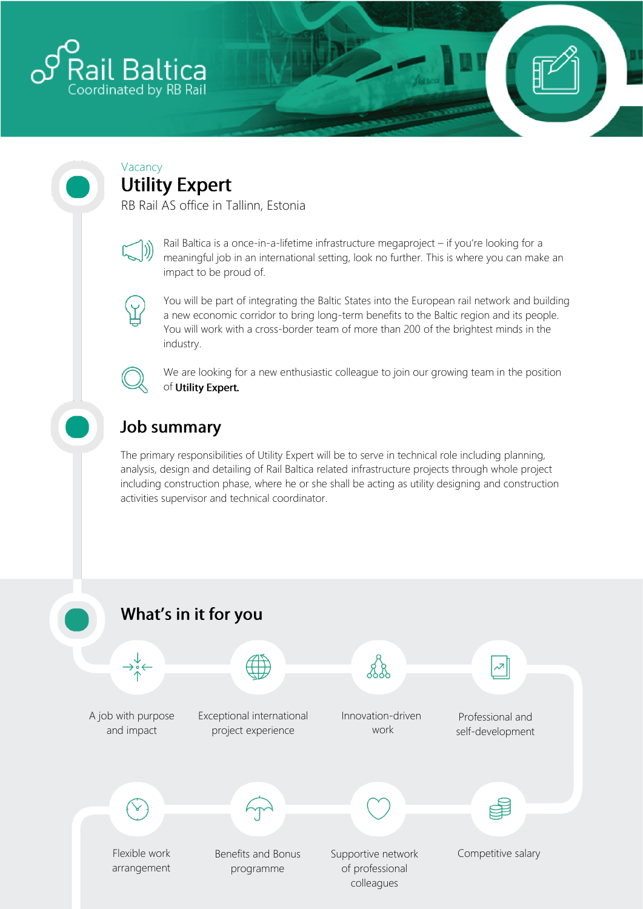Rail Baltica
Coordinated by RB Rail

Vacancy

# Utility Expert

RB Rail AS office in Tallinn, Estonia

Rail Baltica is a once-in-a-lifetime infrastructure megaproject – if you're looking for a meaningful job in an international setting, look no further. This is where you can make an impact to be proud of.

You will be part of integrating the Baltic States into the European rail network and building a new economic corridor to bring long-term benefits to the Baltic region and its people. You will work with a cross-border team of more than 200 of the brightest minds in the industry.

We are looking for a new enthusiastic colleague to join our growing team in the position of **Utility Expert.**

## Job summary

The primary responsibilities of Utility Expert will be to serve in technical role including planning, analysis, design and detailing of Rail Baltica related infrastructure projects through whole project including construction phase, where he or she shall be acting as utility designing and construction activities supervisor and technical coordinator.

## What's in it for you

- A job with purpose and impact
- Exceptional international project experience
- Innovation-driven work
- Professional and self-development
- Flexible work arrangement
- Benefits and Bonus programme
- Supportive network of professional colleagues
- Competitive salary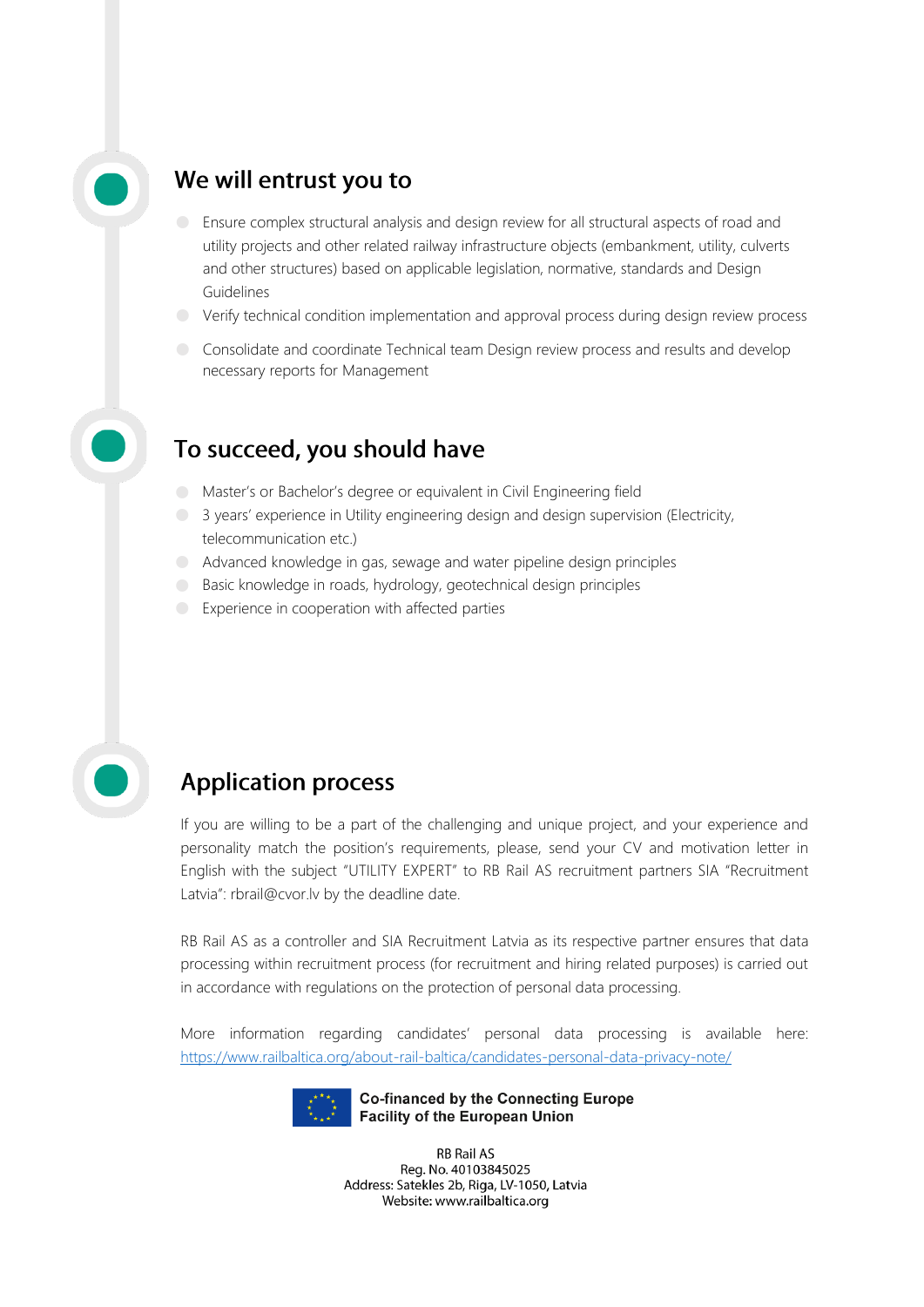## We will entrust you to

- Ensure complex structural analysis and design review for all structural aspects of road and utility projects and other related railway infrastructure objects (embankment, utility, culverts and other structures) based on applicable legislation, normative, standards and Design Guidelines
- Verify technical condition implementation and approval process during design review process
- Consolidate and coordinate Technical team Design review process and results and develop necessary reports for Management

## To succeed, you should have

- Master's or Bachelor's degree or equivalent in Civil Engineering field
- 3 years' experience in Utility engineering design and design supervision (Electricity, telecommunication etc.)
- Advanced knowledge in gas, sewage and water pipeline design principles
- Basic knowledge in roads, hydrology, geotechnical design principles
- Experience in cooperation with affected parties

## Application process

If you are willing to be a part of the challenging and unique project, and your experience and personality match the position's requirements, please, send your CV and motivation letter in English with the subject "UTILITY EXPERT" to RB Rail AS recruitment partners SIA "Recruitment Latvia": rbrail@cvor.lv by the deadline date.

RB Rail AS as a controller and SIA Recruitment Latvia as its respective partner ensures that data processing within recruitment process (for recruitment and hiring related purposes) is carried out in accordance with regulations on the protection of personal data processing.

More information regarding candidates' personal data processing is available here: https://www.railbaltica.org/about-rail-baltica/candidates-personal-data-privacy-note/

**Co-financed by the Connecting Europe Facility of the European Union**

RB Rail AS
Reg. No. 40103845025
Address: Satekles 2b, Riga, LV-1050, Latvia
Website: www.railbaltica.org